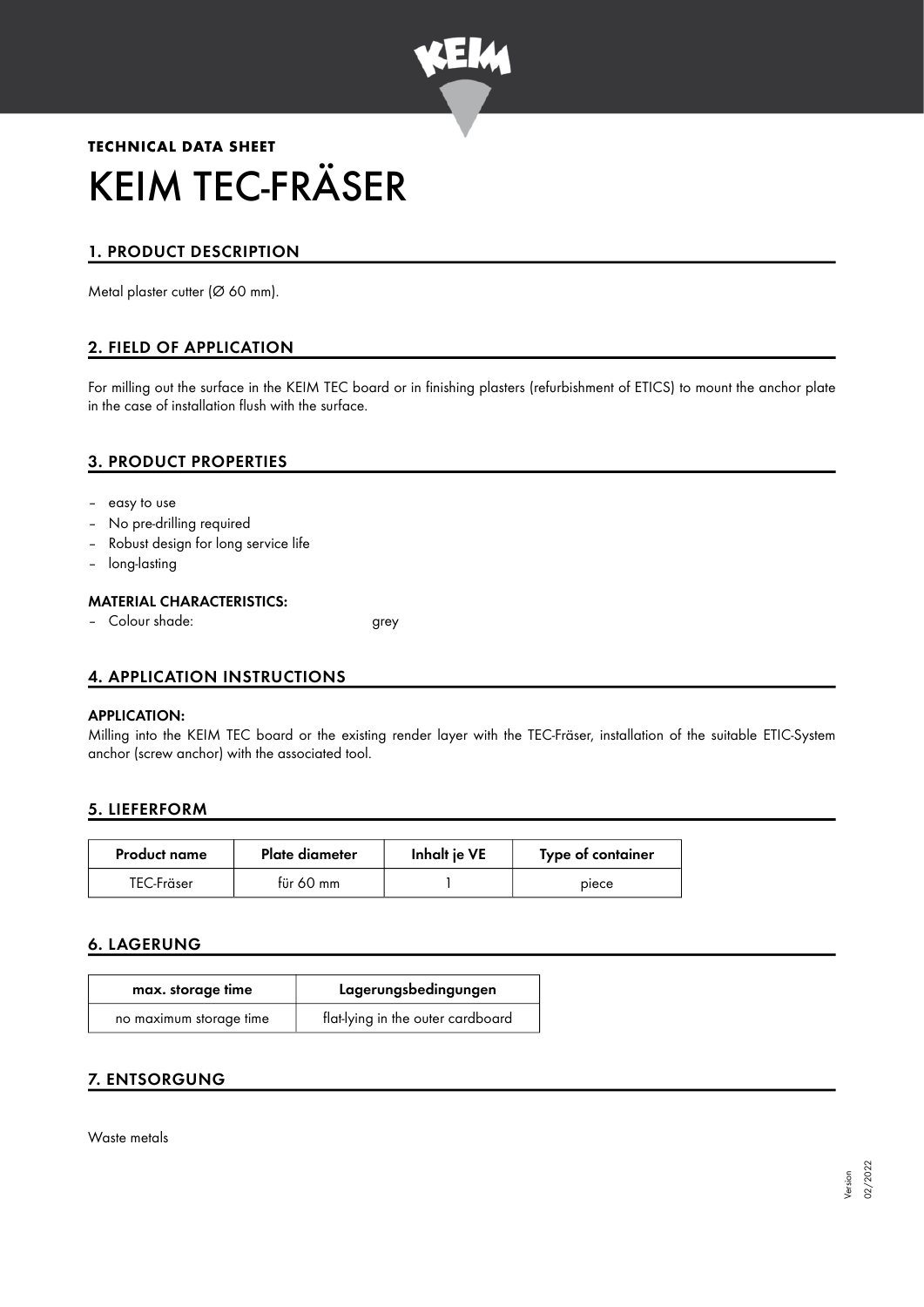**TECHNICAL DATA SHEET**

# KEIM TEC-FRÄSER

## 1. PRODUCT DESCRIPTION

Metal plaster cutter (Ø 60 mm).

## 2. FIELD OF APPLICATION

For milling out the surface in the KEIM TEC board or in finishing plasters (refurbishment of ETICS) to mount the anchor plate in the case of installation flush with the surface.

## 3. PRODUCT PROPERTIES

- easy to use
- No pre-drilling required
- Robust design for long service life
- long-lasting

### MATERIAL CHARACTERISTICS:

- Colour shade: grey

## 4. APPLICATION INSTRUCTIONS

### APPLICATION:

Milling into the KEIM TEC board or the existing render layer with the TEC-Fräser, installation of the suitable ETIC-System anchor (screw anchor) with the associated tool.

## 5. LIEFERFORM

| Product name | Plate diameter | Inhalt je VE | Type of container |
| --- | --- | --- | --- |
| TEC-Fräser | für 60 mm | 1 | piece |

## 6. LAGERUNG

| max. storage time | Lagerungsbedingungen |
| --- | --- |
| no maximum storage time | flat-lying in the outer cardboard |

## 7. ENTSORGUNG

Waste metals

Version 02/2022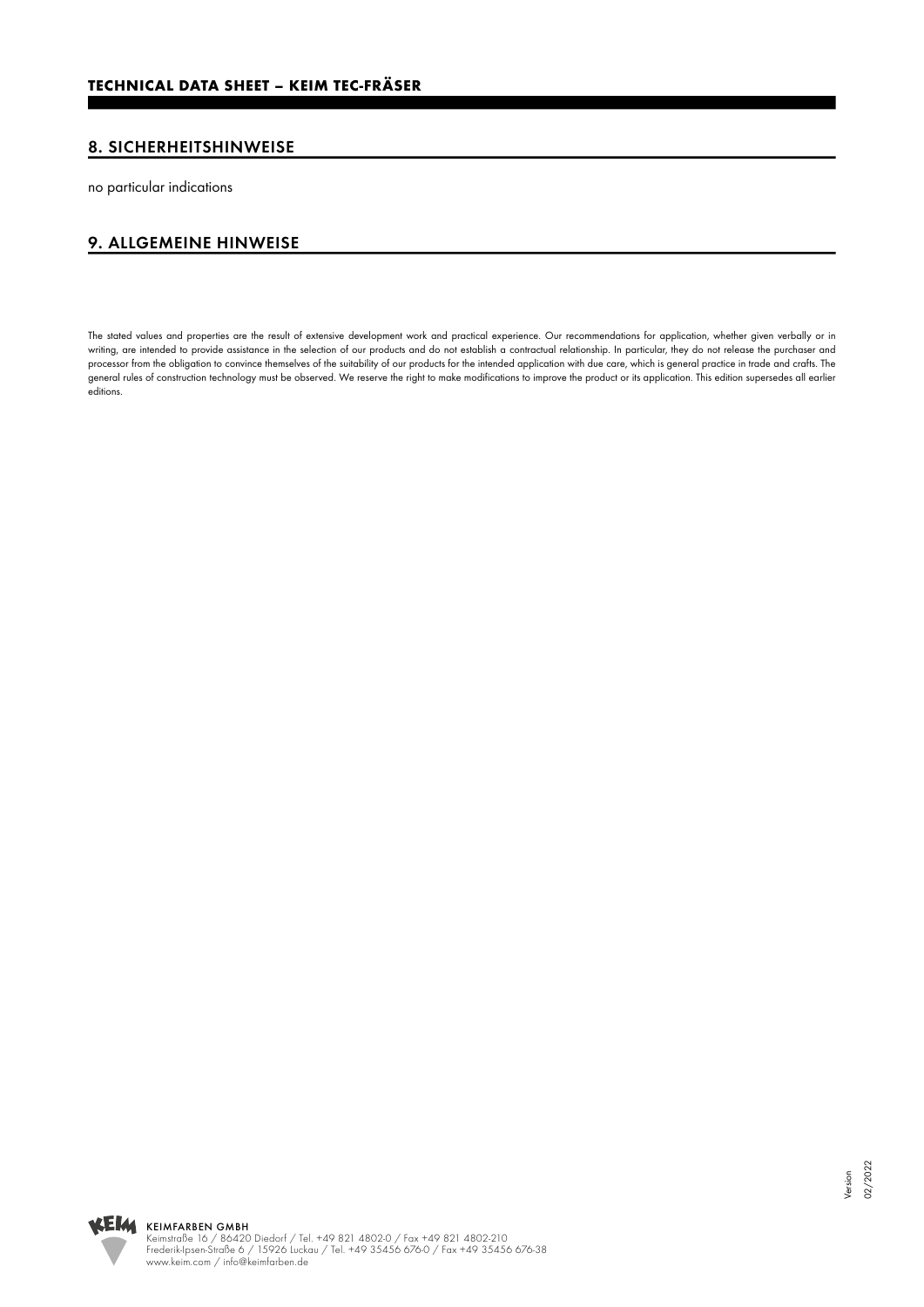## 8. SICHERHEITSHINWEISE

no particular indications

## 9. ALLGEMEINE HINWEISE

The stated values and properties are the result of extensive development work and practical experience. Our recommendations for application, whether given verbally or in writing, are intended to provide assistance in the selection of our products and do not establish a contractual relationship. In particular, they do not release the purchaser and processor from the obligation to convince themselves of the suitability of our products for the intended application with due care, which is general practice in trade and crafts. The general rules of construction technology must be observed. We reserve the right to make modifications to improve the product or its application. This edition supersedes all earlier editions.

KEIMFARBEN GMBH
Keimstraße 16 / 86420 Diedorf / Tel. +49 821 4802-0 / Fax +49 821 4802-210
Frederik-Ipsen-Straße 6 / 15926 Luckau / Tel. +49 35456 676-0 / Fax +49 35456 676-38
www.keim.com / info@keimfarben.de

Version 02/2022